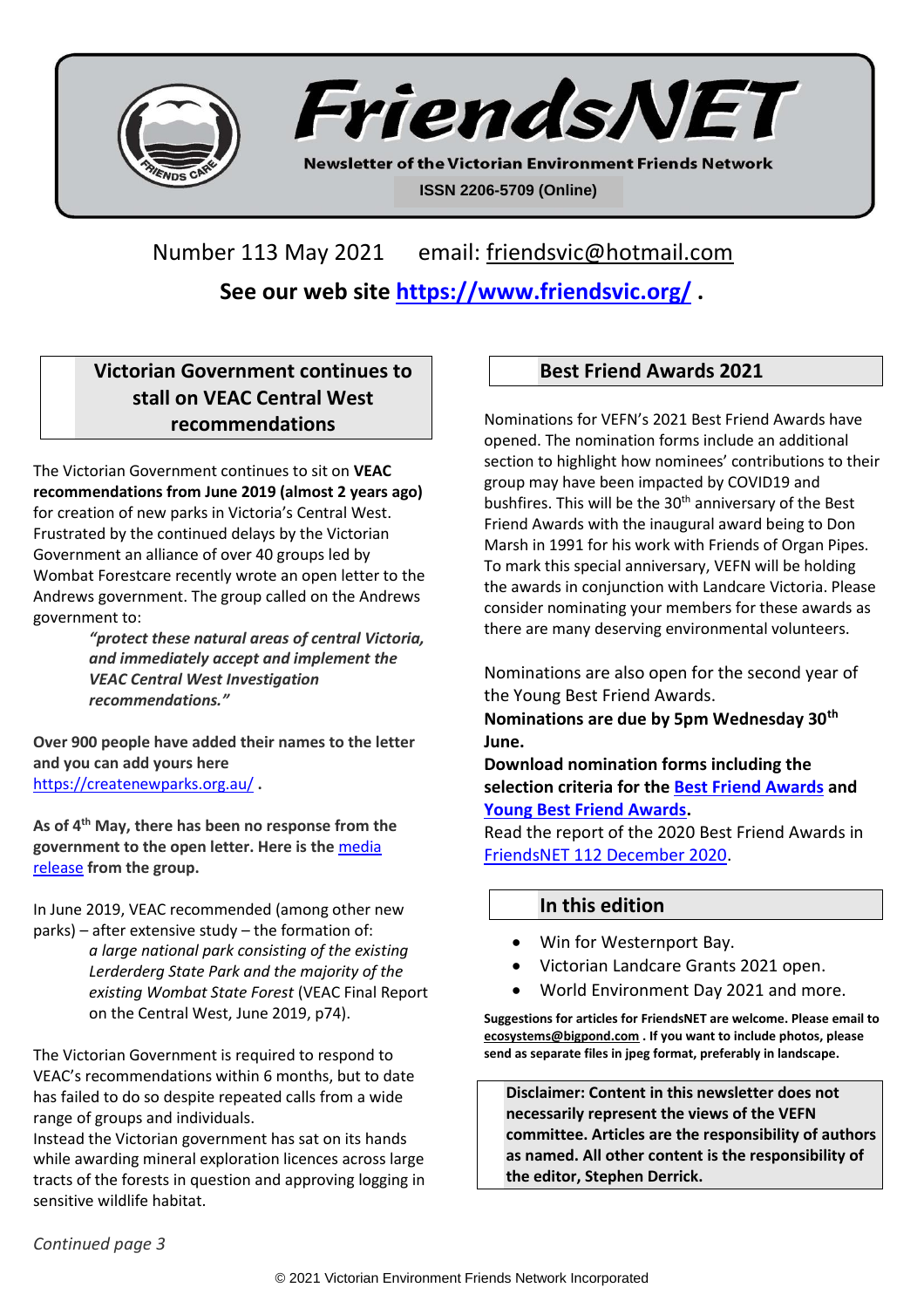# FriendsNET

**Newsletter of the Victorian Environment Friends Network**

**ISSN 2206-5709 (Online)**

Number 113 May 2021 email: friendsvic@hotmail.com

**See our web site [https://www.friendsvic.org/](https://www.friendsvic.org/) .**

## Victorian Government continues to stall on VEAC Central West recommendations

The Victorian Government continues to sit on **VEAC recommendations from June 2019 (almost 2 years ago)** for creation of new parks in Victoria's Central West. Frustrated by the continued delays by the Victorian Government an alliance of over 40 groups led by Wombat Forestcare recently wrote an open letter to the Andrews government. The group called on the Andrews government to:

> ***"protect these natural areas of central Victoria, and immediately accept and implement the VEAC Central West Investigation recommendations."***

**Over 900 people have added their names to the letter and you can add yours here** [https://createnewparks.org.au/](https://createnewparks.org.au/) **.**

**As of 4th May, there has been no response from the government to the open letter. Here is the media release from the group.**

In June 2019, VEAC recommended (among other new parks) – after extensive study – the formation of:

> *a large national park consisting of the existing Lerderderg State Park and the majority of the existing Wombat State Forest* (VEAC Final Report on the Central West, June 2019, p74).

The Victorian Government is required to respond to VEAC's recommendations within 6 months, but to date has failed to do so despite repeated calls from a wide range of groups and individuals.

Instead the Victorian government has sat on its hands while awarding mineral exploration licences across large tracts of the forests in question and approving logging in sensitive wildlife habitat.

*Continued page 3*

## Best Friend Awards 2021

Nominations for VEFN's 2021 Best Friend Awards have opened. The nomination forms include an additional section to highlight how nominees' contributions to their group may have been impacted by COVID19 and bushfires. This will be the 30th anniversary of the Best Friend Awards with the inaugural award being to Don Marsh in 1991 for his work with Friends of Organ Pipes. To mark this special anniversary, VEFN will be holding the awards in conjunction with Landcare Victoria. Please consider nominating your members for these awards as there are many deserving environmental volunteers.

Nominations are also open for the second year of the Young Best Friend Awards.

**Nominations are due by 5pm Wednesday 30th June.**

**Download nomination forms including the selection criteria for the Best Friend Awards and Young Best Friend Awards.**

Read the report of the 2020 Best Friend Awards in FriendsNET 112 December 2020.

## In this edition

- Win for Westernport Bay.
- Victorian Landcare Grants 2021 open.
- World Environment Day 2021 and more.

**Suggestions for articles for FriendsNET are welcome. Please email to ecosystems@bigpond.com . If you want to include photos, please send as separate files in jpeg format, preferably in landscape.**

**Disclaimer: Content in this newsletter does not necessarily represent the views of the VEFN committee. Articles are the responsibility of authors as named. All other content is the responsibility of the editor, Stephen Derrick.**

© 2021 Victorian Environment Friends Network Incorporated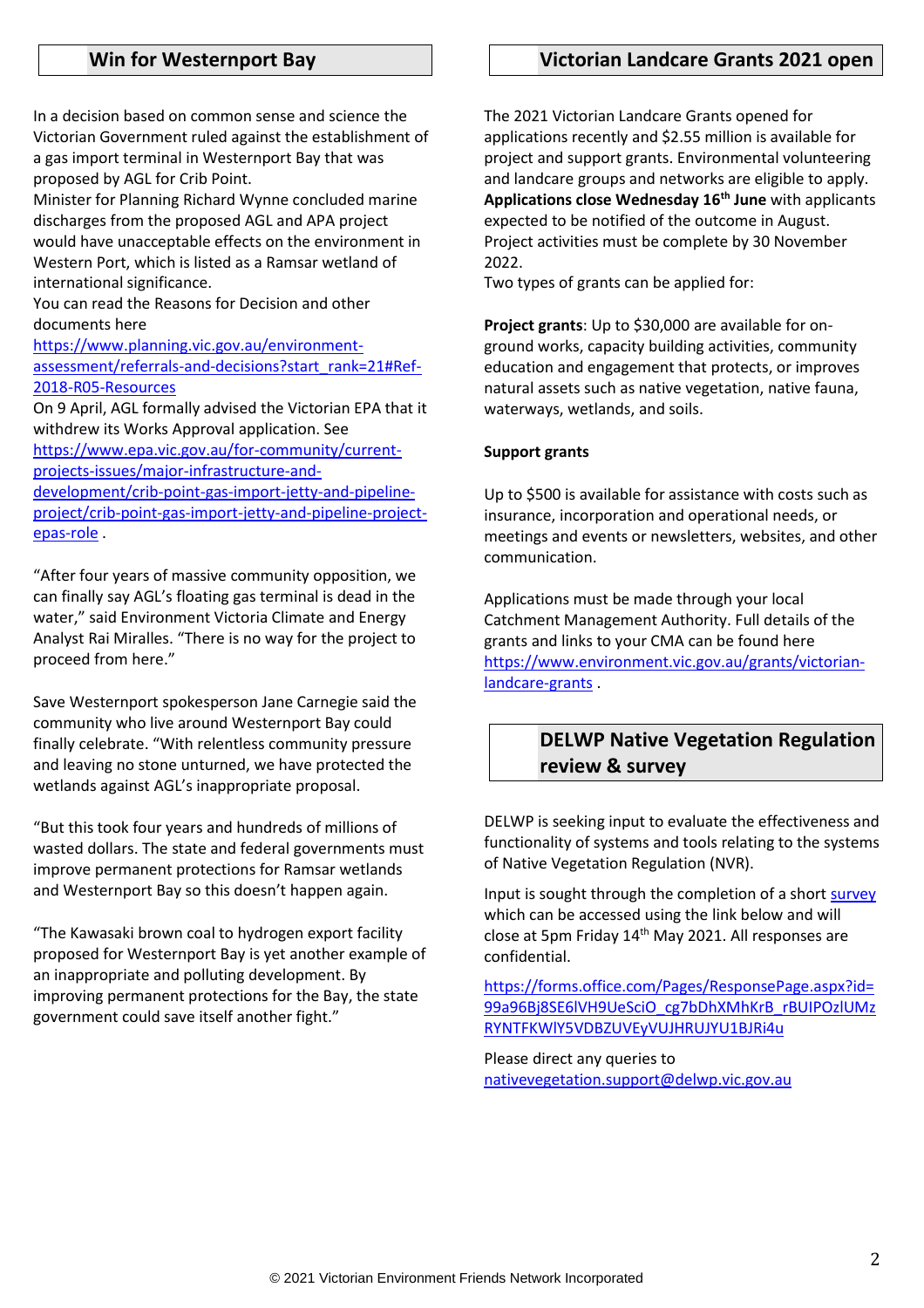## Win for Westernport Bay

In a decision based on common sense and science the Victorian Government ruled against the establishment of a gas import terminal in Westernport Bay that was proposed by AGL for Crib Point.
Minister for Planning Richard Wynne concluded marine discharges from the proposed AGL and APA project would have unacceptable effects on the environment in Western Port, which is listed as a Ramsar wetland of international significance.
You can read the Reasons for Decision and other documents here https://www.planning.vic.gov.au/environment-assessment/referrals-and-decisions?start_rank=21#Ref-2018-R05-Resources
On 9 April, AGL formally advised the Victorian EPA that it withdrew its Works Approval application. See https://www.epa.vic.gov.au/for-community/current-projects-issues/major-infrastructure-and-development/crib-point-gas-import-jetty-and-pipeline-project/crib-point-gas-import-jetty-and-pipeline-project-epas-role .

"After four years of massive community opposition, we can finally say AGL's floating gas terminal is dead in the water," said Environment Victoria Climate and Energy Analyst Rai Miralles. "There is no way for the project to proceed from here."

Save Westernport spokesperson Jane Carnegie said the community who live around Westernport Bay could finally celebrate. "With relentless community pressure and leaving no stone unturned, we have protected the wetlands against AGL's inappropriate proposal.

"But this took four years and hundreds of millions of wasted dollars. The state and federal governments must improve permanent protections for Ramsar wetlands and Westernport Bay so this doesn't happen again.

"The Kawasaki brown coal to hydrogen export facility proposed for Westernport Bay is yet another example of an inappropriate and polluting development. By improving permanent protections for the Bay, the state government could save itself another fight."

## Victorian Landcare Grants 2021 open

The 2021 Victorian Landcare Grants opened for applications recently and $2.55 million is available for project and support grants. Environmental volunteering and landcare groups and networks are eligible to apply. **Applications close Wednesday 16th June** with applicants expected to be notified of the outcome in August. Project activities must be complete by 30 November 2022.
Two types of grants can be applied for:

**Project grants**: Up to $30,000 are available for on-ground works, capacity building activities, community education and engagement that protects, or improves natural assets such as native vegetation, native fauna, waterways, wetlands, and soils.

**Support grants**

Up to $500 is available for assistance with costs such as insurance, incorporation and operational needs, or meetings and events or newsletters, websites, and other communication.

Applications must be made through your local Catchment Management Authority. Full details of the grants and links to your CMA can be found here https://www.environment.vic.gov.au/grants/victorian-landcare-grants .

## DELWP Native Vegetation Regulation review & survey

DELWP is seeking input to evaluate the effectiveness and functionality of systems and tools relating to the systems of Native Vegetation Regulation (NVR).

Input is sought through the completion of a short survey which can be accessed using the link below and will close at 5pm Friday 14th May 2021. All responses are confidential.

https://forms.office.com/Pages/ResponsePage.aspx?id=99a96Bj8SE6lVH9UeSciO_cg7bDhXMhKrB_rBUIPOzlUMzRYNTFKWlY5VDBZUVEyVUJHRUJYU1BJRi4u

Please direct any queries to nativevegetation.support@delwp.vic.gov.au

© 2021 Victorian Environment Friends Network Incorporated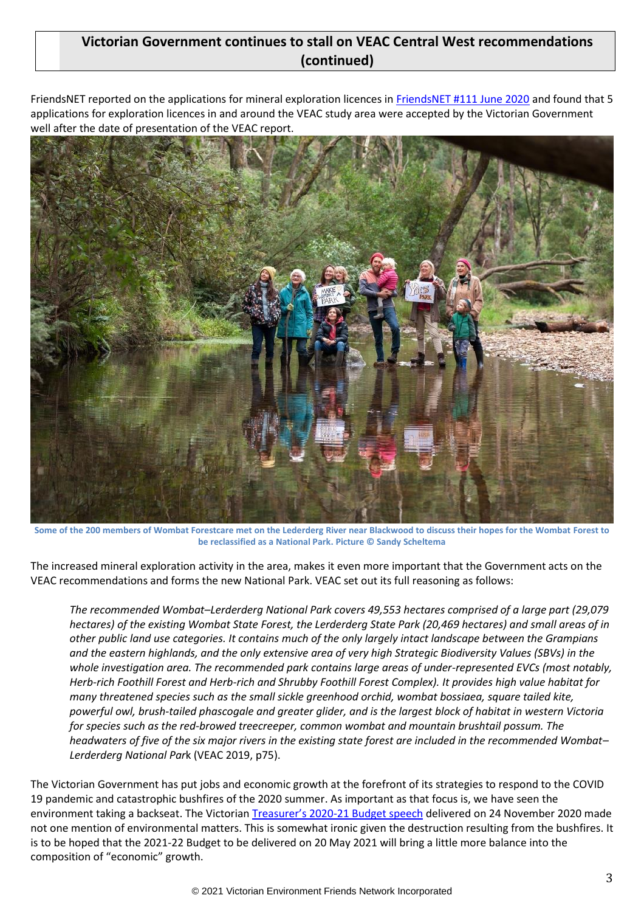## Victorian Government continues to stall on VEAC Central West recommendations (continued)

FriendsNET reported on the applications for mineral exploration licences in FriendsNET #111 June 2020 and found that 5 applications for exploration licences in and around the VEAC study area were accepted by the Victorian Government well after the date of presentation of the VEAC report.

**Some of the 200 members of Wombat Forestcare met on the Lederderg River near Blackwood to discuss their hopes for the Wombat Forest to be reclassified as a National Park. Picture © Sandy Scheltema**

The increased mineral exploration activity in the area, makes it even more important that the Government acts on the VEAC recommendations and forms the new National Park. VEAC set out its full reasoning as follows:

> *The recommended Wombat–Lerderderg National Park covers 49,553 hectares comprised of a large part (29,079 hectares) of the existing Wombat State Forest, the Lerderderg State Park (20,469 hectares) and small areas of in other public land use categories. It contains much of the only largely intact landscape between the Grampians and the eastern highlands, and the only extensive area of very high Strategic Biodiversity Values (SBVs) in the whole investigation area. The recommended park contains large areas of under-represented EVCs (most notably, Herb-rich Foothill Forest and Herb-rich and Shrubby Foothill Forest Complex). It provides high value habitat for many threatened species such as the small sickle greenhood orchid, wombat bossiaea, square tailed kite, powerful owl, brush-tailed phascogale and greater glider, and is the largest block of habitat in western Victoria for species such as the red-browed treecreeper, common wombat and mountain brushtail possum. The headwaters of five of the six major rivers in the existing state forest are included in the recommended Wombat–Lerderderg National Par*k (VEAC 2019, p75).

The Victorian Government has put jobs and economic growth at the forefront of its strategies to respond to the COVID 19 pandemic and catastrophic bushfires of the 2020 summer. As important as that focus is, we have seen the environment taking a backseat. The Victorian Treasurer's 2020-21 Budget speech delivered on 24 November 2020 made not one mention of environmental matters. This is somewhat ironic given the destruction resulting from the bushfires. It is to be hoped that the 2021-22 Budget to be delivered on 20 May 2021 will bring a little more balance into the composition of "economic" growth.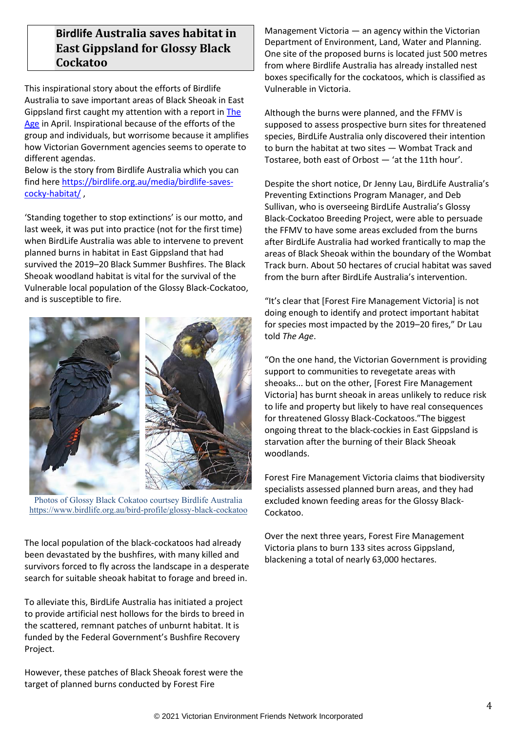## Birdlife Australia saves habitat in East Gippsland for Glossy Black Cockatoo

This inspirational story about the efforts of Birdlife Australia to save important areas of Black Sheoak in East Gippsland first caught my attention with a report in [The Age](#) in April. Inspirational because of the efforts of the group and individuals, but worrisome because it amplifies how Victorian Government agencies seems to operate to different agendas.

Below is the story from Birdlife Australia which you can find here [https://birdlife.org.au/media/birdlife-saves-cocky-habitat/](https://birdlife.org.au/media/birdlife-saves-cocky-habitat/) ,

'Standing together to stop extinctions' is our motto, and last week, it was put into practice (not for the first time) when BirdLife Australia was able to intervene to prevent planned burns in habitat in East Gippsland that had survived the 2019–20 Black Summer Bushfires. The Black Sheoak woodland habitat is vital for the survival of the Vulnerable local population of the Glossy Black-Cockatoo, and is susceptible to fire.

Photos of Glossy Black Cokatoo courtsey Birdlife Australia
[https://www.birdlife.org.au/bird-profile/glossy-black-cockatoo](https://www.birdlife.org.au/bird-profile/glossy-black-cockatoo)

The local population of the black-cockatoos had already been devastated by the bushfires, with many killed and survivors forced to fly across the landscape in a desperate search for suitable sheoak habitat to forage and breed in.

To alleviate this, BirdLife Australia has initiated a project to provide artificial nest hollows for the birds to breed in the scattered, remnant patches of unburnt habitat. It is funded by the Federal Government's Bushfire Recovery Project.

However, these patches of Black Sheoak forest were the target of planned burns conducted by Forest Fire Management Victoria — an agency within the Victorian Department of Environment, Land, Water and Planning. One site of the proposed burns is located just 500 metres from where Birdlife Australia has already installed nest boxes specifically for the cockatoos, which is classified as Vulnerable in Victoria.

Although the burns were planned, and the FFMV is supposed to assess prospective burn sites for threatened species, BirdLife Australia only discovered their intention to burn the habitat at two sites — Wombat Track and Tostaree, both east of Orbost — 'at the 11th hour'.

Despite the short notice, Dr Jenny Lau, BirdLife Australia's Preventing Extinctions Program Manager, and Deb Sullivan, who is overseeing BirdLife Australia's Glossy Black-Cockatoo Breeding Project, were able to persuade the FFMV to have some areas excluded from the burns after BirdLife Australia had worked frantically to map the areas of Black Sheoak within the boundary of the Wombat Track burn. About 50 hectares of crucial habitat was saved from the burn after BirdLife Australia's intervention.

"It's clear that [Forest Fire Management Victoria] is not doing enough to identify and protect important habitat for species most impacted by the 2019–20 fires," Dr Lau told *The Age*.

"On the one hand, the Victorian Government is providing support to communities to revegetate areas with sheoaks... but on the other, [Forest Fire Management Victoria] has burnt sheoak in areas unlikely to reduce risk to life and property but likely to have real consequences for threatened Glossy Black-Cockatoos."The biggest ongoing threat to the black-cockies in East Gippsland is starvation after the burning of their Black Sheoak woodlands.

Forest Fire Management Victoria claims that biodiversity specialists assessed planned burn areas, and they had excluded known feeding areas for the Glossy Black-Cockatoo.

Over the next three years, Forest Fire Management Victoria plans to burn 133 sites across Gippsland, blackening a total of nearly 63,000 hectares.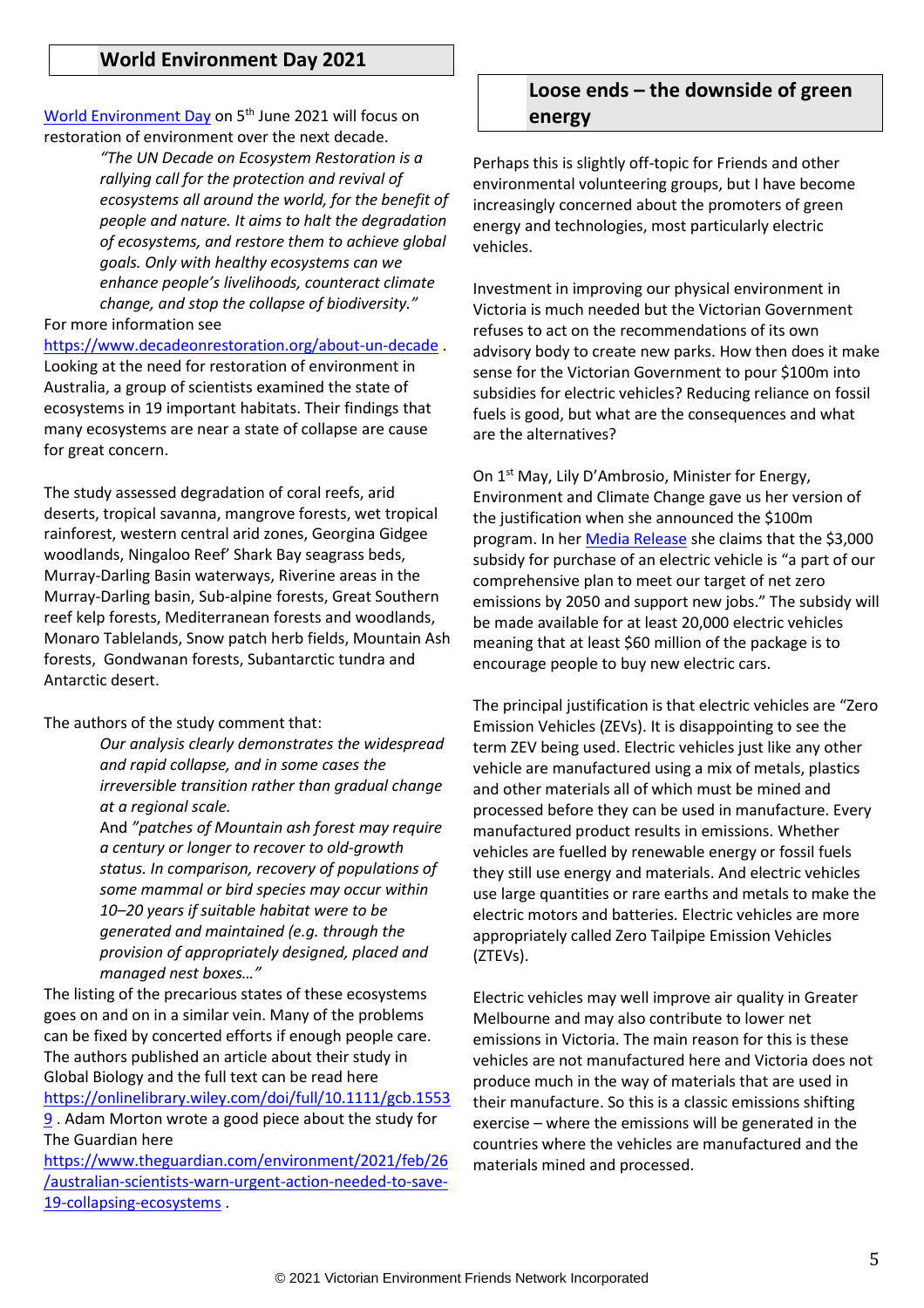## World Environment Day 2021

World Environment Day on 5th June 2021 will focus on restoration of environment over the next decade.

> *"The UN Decade on Ecosystem Restoration is a rallying call for the protection and revival of ecosystems all around the world, for the benefit of people and nature. It aims to halt the degradation of ecosystems, and restore them to achieve global goals. Only with healthy ecosystems can we enhance people's livelihoods, counteract climate change, and stop the collapse of biodiversity."*

For more information see https://www.decadeonrestoration.org/about-un-decade . Looking at the need for restoration of environment in Australia, a group of scientists examined the state of ecosystems in 19 important habitats. Their findings that many ecosystems are near a state of collapse are cause for great concern.

The study assessed degradation of coral reefs, arid deserts, tropical savanna, mangrove forests, wet tropical rainforest, western central arid zones, Georgina Gidgee woodlands, Ningaloo Reef' Shark Bay seagrass beds, Murray-Darling Basin waterways, Riverine areas in the Murray-Darling basin, Sub-alpine forests, Great Southern reef kelp forests, Mediterranean forests and woodlands, Monaro Tablelands, Snow patch herb fields, Mountain Ash forests, Gondwanan forests, Subantarctic tundra and Antarctic desert.

The authors of the study comment that:

> *Our analysis clearly demonstrates the widespread and rapid collapse, and in some cases the irreversible transition rather than gradual change at a regional scale.*
>
> And *"patches of Mountain ash forest may require a century or longer to recover to old-growth status. In comparison, recovery of populations of some mammal or bird species may occur within 10–20 years if suitable habitat were to be generated and maintained (e.g. through the provision of appropriately designed, placed and managed nest boxes…"*

The listing of the precarious states of these ecosystems goes on and on in a similar vein. Many of the problems can be fixed by concerted efforts if enough people care. The authors published an article about their study in Global Biology and the full text can be read here https://onlinelibrary.wiley.com/doi/full/10.1111/gcb.15539 . Adam Morton wrote a good piece about the study for The Guardian here https://www.theguardian.com/environment/2021/feb/26/australian-scientists-warn-urgent-action-needed-to-save-19-collapsing-ecosystems .

## Loose ends – the downside of green energy

Perhaps this is slightly off-topic for Friends and other environmental volunteering groups, but I have become increasingly concerned about the promoters of green energy and technologies, most particularly electric vehicles.

Investment in improving our physical environment in Victoria is much needed but the Victorian Government refuses to act on the recommendations of its own advisory body to create new parks. How then does it make sense for the Victorian Government to pour $100m into subsidies for electric vehicles? Reducing reliance on fossil fuels is good, but what are the consequences and what are the alternatives?

On 1st May, Lily D'Ambrosio, Minister for Energy, Environment and Climate Change gave us her version of the justification when she announced the $100m program. In her Media Release she claims that the $3,000 subsidy for purchase of an electric vehicle is "a part of our comprehensive plan to meet our target of net zero emissions by 2050 and support new jobs." The subsidy will be made available for at least 20,000 electric vehicles meaning that at least $60 million of the package is to encourage people to buy new electric cars.

The principal justification is that electric vehicles are "Zero Emission Vehicles (ZEVs). It is disappointing to see the term ZEV being used. Electric vehicles just like any other vehicle are manufactured using a mix of metals, plastics and other materials all of which must be mined and processed before they can be used in manufacture. Every manufactured product results in emissions. Whether vehicles are fuelled by renewable energy or fossil fuels they still use energy and materials. And electric vehicles use large quantities or rare earths and metals to make the electric motors and batteries. Electric vehicles are more appropriately called Zero Tailpipe Emission Vehicles (ZTEVs).

Electric vehicles may well improve air quality in Greater Melbourne and may also contribute to lower net emissions in Victoria. The main reason for this is these vehicles are not manufactured here and Victoria does not produce much in the way of materials that are used in their manufacture. So this is a classic emissions shifting exercise – where the emissions will be generated in the countries where the vehicles are manufactured and the materials mined and processed.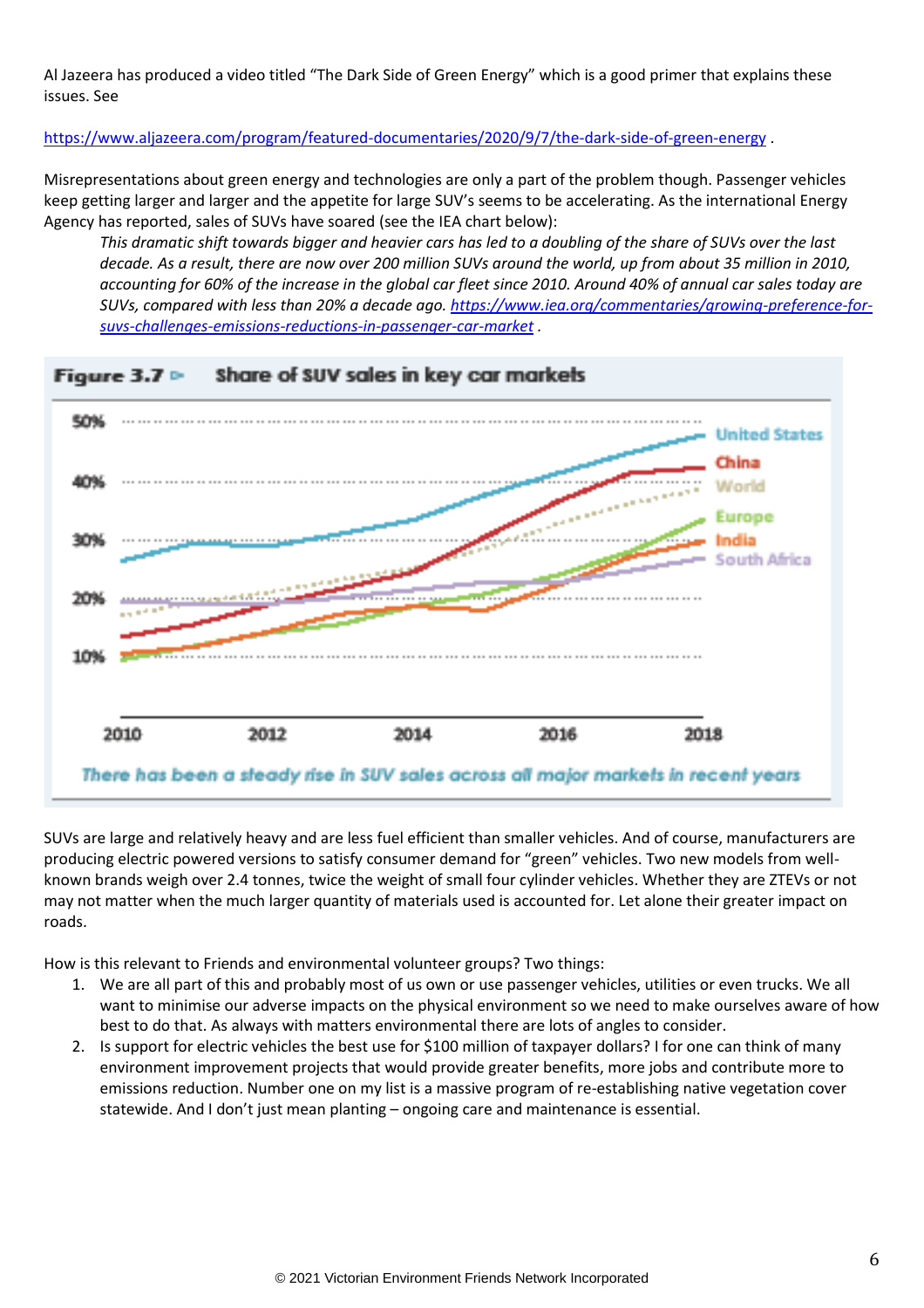Al Jazeera has produced a video titled "The Dark Side of Green Energy" which is a good primer that explains these issues. See

https://www.aljazeera.com/program/featured-documentaries/2020/9/7/the-dark-side-of-green-energy .

Misrepresentations about green energy and technologies are only a part of the problem though. Passenger vehicles keep getting larger and larger and the appetite for large SUV's seems to be accelerating. As the international Energy Agency has reported, sales of SUVs have soared (see the IEA chart below):

> *This dramatic shift towards bigger and heavier cars has led to a doubling of the share of SUVs over the last decade. As a result, there are now over 200 million SUVs around the world, up from about 35 million in 2010, accounting for 60% of the increase in the global car fleet since 2010. Around 40% of annual car sales today are SUVs, compared with less than 20% a decade ago.* https://www.iea.org/commentaries/growing-preference-for-suvs-challenges-emissions-reductions-in-passenger-car-market .

**Figure 3.7 ▷ Share of SUV sales in key car markets**

*There has been a steady rise in SUV sales across all major markets in recent years*

SUVs are large and relatively heavy and are less fuel efficient than smaller vehicles. And of course, manufacturers are producing electric powered versions to satisfy consumer demand for "green" vehicles. Two new models from well-known brands weigh over 2.4 tonnes, twice the weight of small four cylinder vehicles. Whether they are ZTEVs or not may not matter when the much larger quantity of materials used is accounted for. Let alone their greater impact on roads.

How is this relevant to Friends and environmental volunteer groups? Two things:

1. We are all part of this and probably most of us own or use passenger vehicles, utilities or even trucks. We all want to minimise our adverse impacts on the physical environment so we need to make ourselves aware of how best to do that. As always with matters environmental there are lots of angles to consider.
2. Is support for electric vehicles the best use for $100 million of taxpayer dollars? I for one can think of many environment improvement projects that would provide greater benefits, more jobs and contribute more to emissions reduction. Number one on my list is a massive program of re-establishing native vegetation cover statewide. And I don't just mean planting – ongoing care and maintenance is essential.

© 2021 Victorian Environment Friends Network Incorporated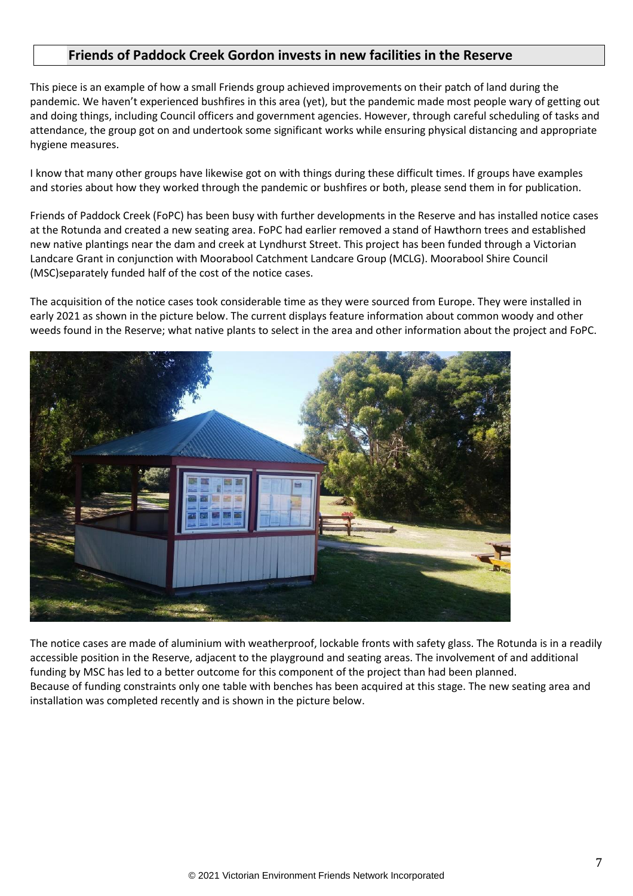## Friends of Paddock Creek Gordon invests in new facilities in the Reserve

This piece is an example of how a small Friends group achieved improvements on their patch of land during the pandemic. We haven't experienced bushfires in this area (yet), but the pandemic made most people wary of getting out and doing things, including Council officers and government agencies. However, through careful scheduling of tasks and attendance, the group got on and undertook some significant works while ensuring physical distancing and appropriate hygiene measures.

I know that many other groups have likewise got on with things during these difficult times. If groups have examples and stories about how they worked through the pandemic or bushfires or both, please send them in for publication.

Friends of Paddock Creek (FoPC) has been busy with further developments in the Reserve and has installed notice cases at the Rotunda and created a new seating area. FoPC had earlier removed a stand of Hawthorn trees and established new native plantings near the dam and creek at Lyndhurst Street. This project has been funded through a Victorian Landcare Grant in conjunction with Moorabool Catchment Landcare Group (MCLG). Moorabool Shire Council (MSC)separately funded half of the cost of the notice cases.

The acquisition of the notice cases took considerable time as they were sourced from Europe. They were installed in early 2021 as shown in the picture below. The current displays feature information about common woody and other weeds found in the Reserve; what native plants to select in the area and other information about the project and FoPC.

The notice cases are made of aluminium with weatherproof, lockable fronts with safety glass. The Rotunda is in a readily accessible position in the Reserve, adjacent to the playground and seating areas. The involvement of and additional funding by MSC has led to a better outcome for this component of the project than had been planned.
Because of funding constraints only one table with benches has been acquired at this stage. The new seating area and installation was completed recently and is shown in the picture below.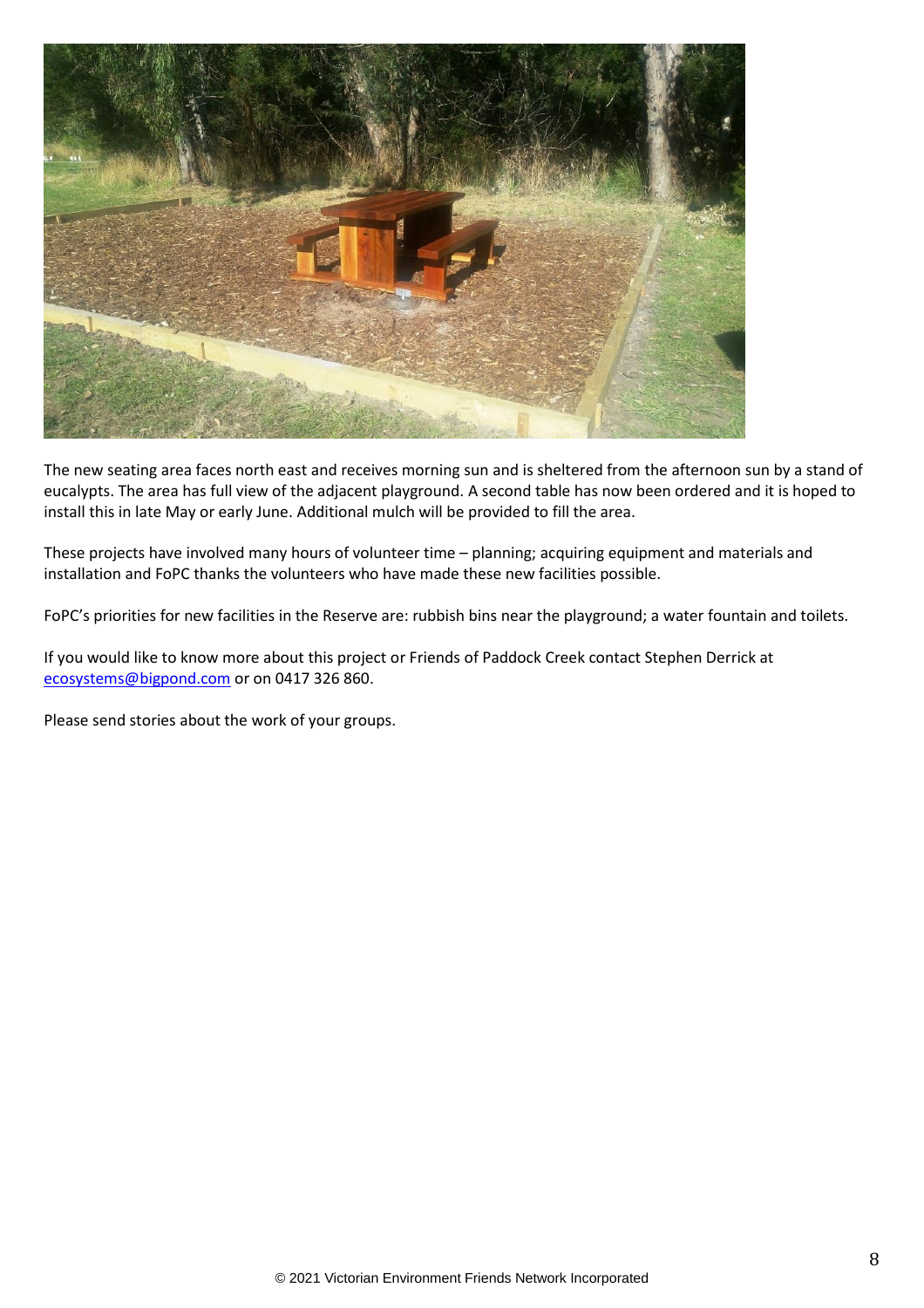The new seating area faces north east and receives morning sun and is sheltered from the afternoon sun by a stand of eucalypts. The area has full view of the adjacent playground. A second table has now been ordered and it is hoped to install this in late May or early June. Additional mulch will be provided to fill the area.

These projects have involved many hours of volunteer time – planning; acquiring equipment and materials and installation and FoPC thanks the volunteers who have made these new facilities possible.

FoPC's priorities for new facilities in the Reserve are: rubbish bins near the playground; a water fountain and toilets.

If you would like to know more about this project or Friends of Paddock Creek contact Stephen Derrick at ecosystems@bigpond.com or on 0417 326 860.

Please send stories about the work of your groups.

© 2021 Victorian Environment Friends Network Incorporated